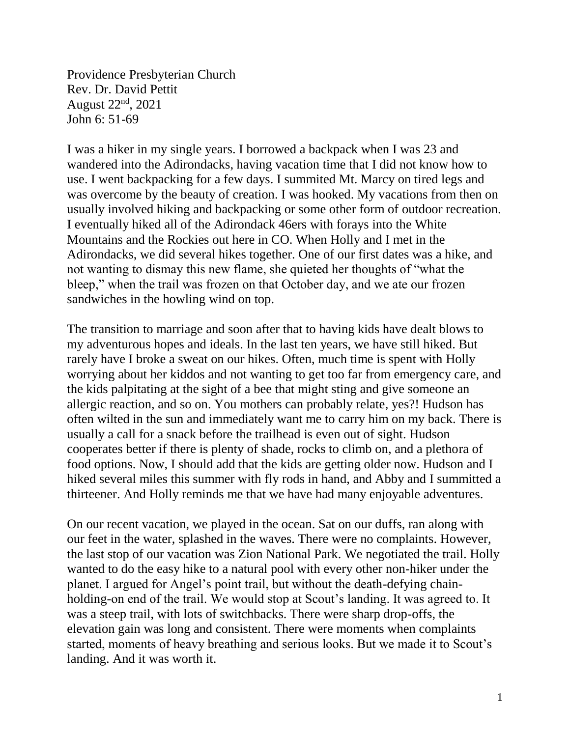Providence Presbyterian Church
Rev. Dr. David Pettit
August 22nd, 2021
John 6: 51-69

I was a hiker in my single years. I borrowed a backpack when I was 23 and wandered into the Adirondacks, having vacation time that I did not know how to use. I went backpacking for a few days. I summited Mt. Marcy on tired legs and was overcome by the beauty of creation. I was hooked. My vacations from then on usually involved hiking and backpacking or some other form of outdoor recreation. I eventually hiked all of the Adirondack 46ers with forays into the White Mountains and the Rockies out here in CO. When Holly and I met in the Adirondacks, we did several hikes together. One of our first dates was a hike, and not wanting to dismay this new flame, she quieted her thoughts of "what the bleep," when the trail was frozen on that October day, and we ate our frozen sandwiches in the howling wind on top.

The transition to marriage and soon after that to having kids have dealt blows to my adventurous hopes and ideals. In the last ten years, we have still hiked. But rarely have I broke a sweat on our hikes. Often, much time is spent with Holly worrying about her kiddos and not wanting to get too far from emergency care, and the kids palpitating at the sight of a bee that might sting and give someone an allergic reaction, and so on. You mothers can probably relate, yes?! Hudson has often wilted in the sun and immediately want me to carry him on my back. There is usually a call for a snack before the trailhead is even out of sight. Hudson cooperates better if there is plenty of shade, rocks to climb on, and a plethora of food options. Now, I should add that the kids are getting older now. Hudson and I hiked several miles this summer with fly rods in hand, and Abby and I summitted a thirteener. And Holly reminds me that we have had many enjoyable adventures.

On our recent vacation, we played in the ocean. Sat on our duffs, ran along with our feet in the water, splashed in the waves. There were no complaints. However, the last stop of our vacation was Zion National Park. We negotiated the trail. Holly wanted to do the easy hike to a natural pool with every other non-hiker under the planet. I argued for Angel's point trail, but without the death-defying chain-holding-on end of the trail. We would stop at Scout's landing. It was agreed to. It was a steep trail, with lots of switchbacks. There were sharp drop-offs, the elevation gain was long and consistent. There were moments when complaints started, moments of heavy breathing and serious looks. But we made it to Scout's landing. And it was worth it.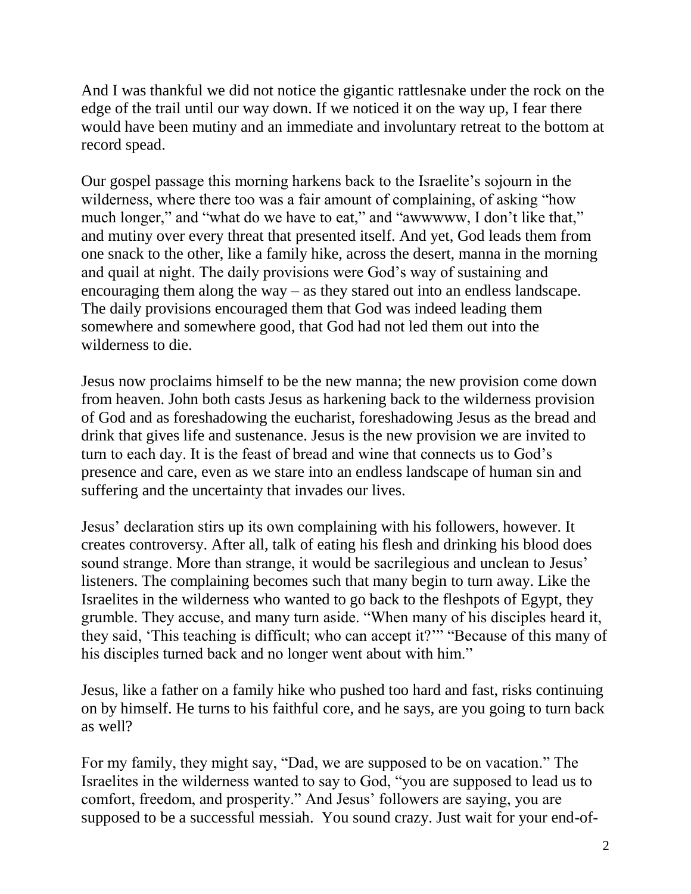And I was thankful we did not notice the gigantic rattlesnake under the rock on the edge of the trail until our way down. If we noticed it on the way up, I fear there would have been mutiny and an immediate and involuntary retreat to the bottom at record spead.

Our gospel passage this morning harkens back to the Israelite's sojourn in the wilderness, where there too was a fair amount of complaining, of asking "how much longer," and "what do we have to eat," and "awwwww, I don't like that," and mutiny over every threat that presented itself. And yet, God leads them from one snack to the other, like a family hike, across the desert, manna in the morning and quail at night. The daily provisions were God's way of sustaining and encouraging them along the way – as they stared out into an endless landscape. The daily provisions encouraged them that God was indeed leading them somewhere and somewhere good, that God had not led them out into the wilderness to die.

Jesus now proclaims himself to be the new manna; the new provision come down from heaven. John both casts Jesus as harkening back to the wilderness provision of God and as foreshadowing the eucharist, foreshadowing Jesus as the bread and drink that gives life and sustenance. Jesus is the new provision we are invited to turn to each day. It is the feast of bread and wine that connects us to God's presence and care, even as we stare into an endless landscape of human sin and suffering and the uncertainty that invades our lives.

Jesus' declaration stirs up its own complaining with his followers, however. It creates controversy. After all, talk of eating his flesh and drinking his blood does sound strange. More than strange, it would be sacrilegious and unclean to Jesus' listeners. The complaining becomes such that many begin to turn away. Like the Israelites in the wilderness who wanted to go back to the fleshpots of Egypt, they grumble. They accuse, and many turn aside. "When many of his disciples heard it, they said, 'This teaching is difficult; who can accept it?'" "Because of this many of his disciples turned back and no longer went about with him."

Jesus, like a father on a family hike who pushed too hard and fast, risks continuing on by himself. He turns to his faithful core, and he says, are you going to turn back as well?

For my family, they might say, "Dad, we are supposed to be on vacation." The Israelites in the wilderness wanted to say to God, "you are supposed to lead us to comfort, freedom, and prosperity." And Jesus' followers are saying, you are supposed to be a successful messiah. You sound crazy. Just wait for your end-of-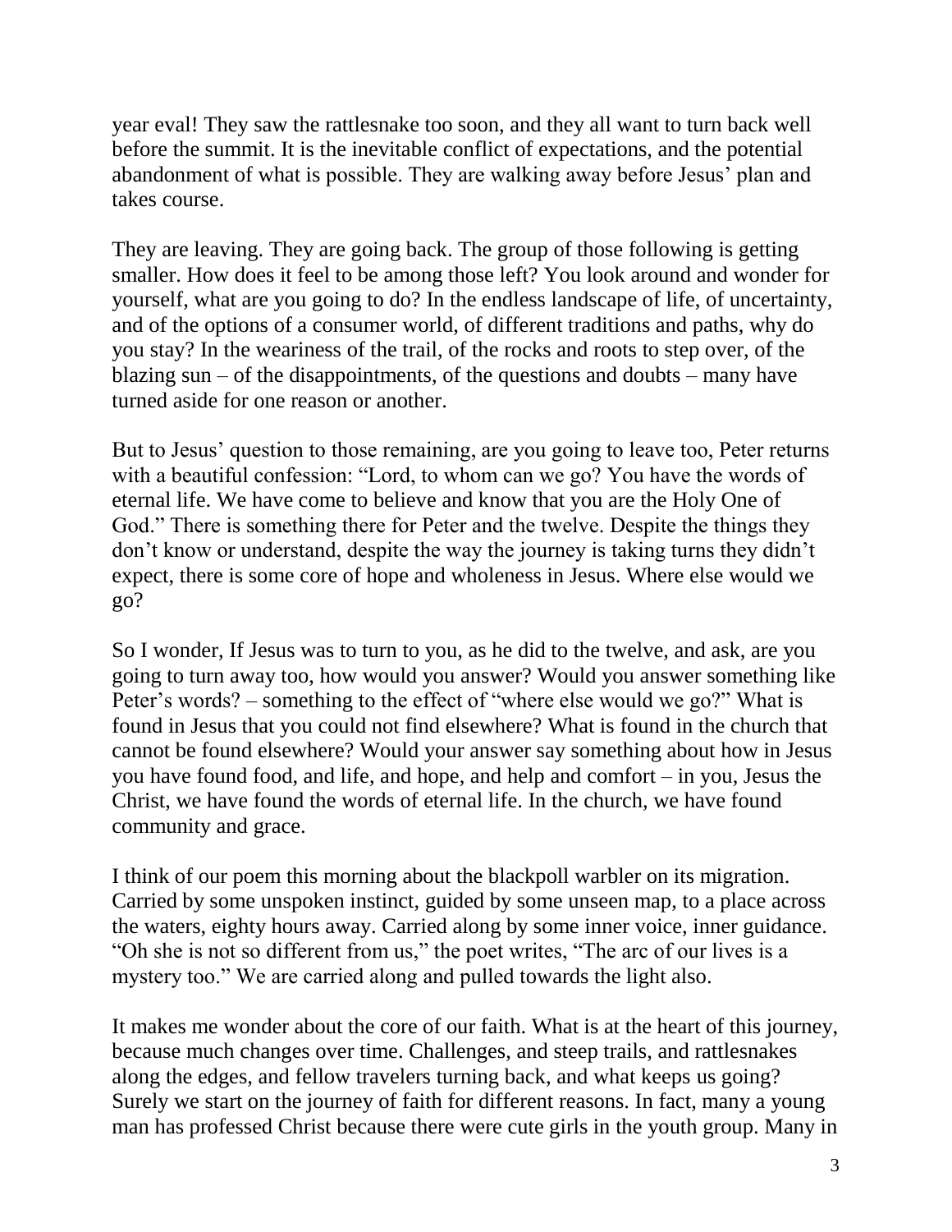year eval! They saw the rattlesnake too soon, and they all want to turn back well before the summit. It is the inevitable conflict of expectations, and the potential abandonment of what is possible. They are walking away before Jesus' plan and takes course.

They are leaving. They are going back. The group of those following is getting smaller. How does it feel to be among those left? You look around and wonder for yourself, what are you going to do? In the endless landscape of life, of uncertainty, and of the options of a consumer world, of different traditions and paths, why do you stay? In the weariness of the trail, of the rocks and roots to step over, of the blazing sun – of the disappointments, of the questions and doubts – many have turned aside for one reason or another.

But to Jesus' question to those remaining, are you going to leave too, Peter returns with a beautiful confession: "Lord, to whom can we go? You have the words of eternal life. We have come to believe and know that you are the Holy One of God." There is something there for Peter and the twelve. Despite the things they don't know or understand, despite the way the journey is taking turns they didn't expect, there is some core of hope and wholeness in Jesus. Where else would we go?

So I wonder, If Jesus was to turn to you, as he did to the twelve, and ask, are you going to turn away too, how would you answer? Would you answer something like Peter's words? – something to the effect of "where else would we go?" What is found in Jesus that you could not find elsewhere? What is found in the church that cannot be found elsewhere? Would your answer say something about how in Jesus you have found food, and life, and hope, and help and comfort – in you, Jesus the Christ, we have found the words of eternal life. In the church, we have found community and grace.

I think of our poem this morning about the blackpoll warbler on its migration. Carried by some unspoken instinct, guided by some unseen map, to a place across the waters, eighty hours away. Carried along by some inner voice, inner guidance. "Oh she is not so different from us," the poet writes, "The arc of our lives is a mystery too." We are carried along and pulled towards the light also.

It makes me wonder about the core of our faith. What is at the heart of this journey, because much changes over time. Challenges, and steep trails, and rattlesnakes along the edges, and fellow travelers turning back, and what keeps us going? Surely we start on the journey of faith for different reasons. In fact, many a young man has professed Christ because there were cute girls in the youth group. Many in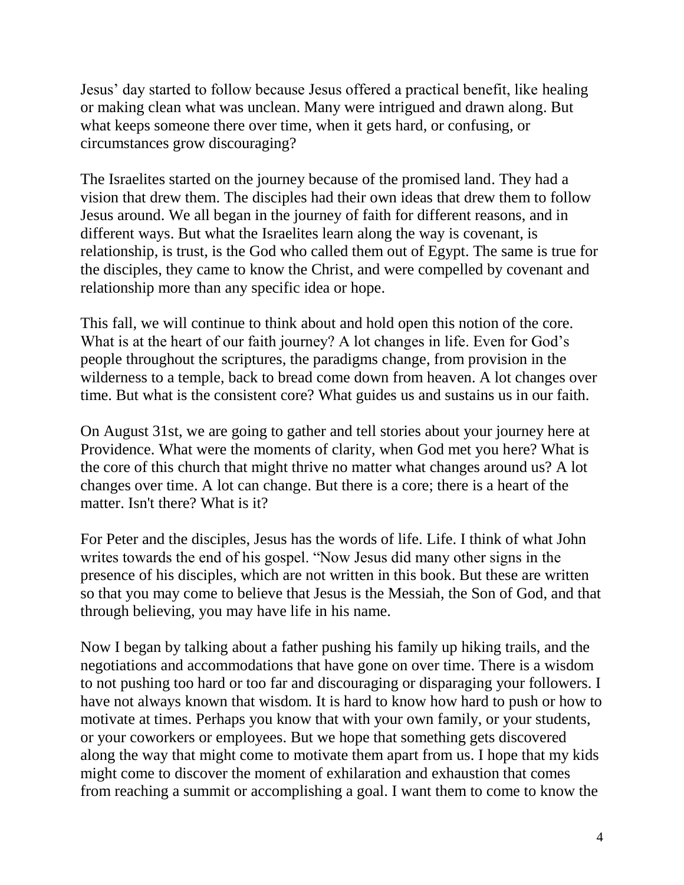Jesus' day started to follow because Jesus offered a practical benefit, like healing or making clean what was unclean. Many were intrigued and drawn along. But what keeps someone there over time, when it gets hard, or confusing, or circumstances grow discouraging?

The Israelites started on the journey because of the promised land. They had a vision that drew them. The disciples had their own ideas that drew them to follow Jesus around. We all began in the journey of faith for different reasons, and in different ways. But what the Israelites learn along the way is covenant, is relationship, is trust, is the God who called them out of Egypt. The same is true for the disciples, they came to know the Christ, and were compelled by covenant and relationship more than any specific idea or hope.

This fall, we will continue to think about and hold open this notion of the core. What is at the heart of our faith journey? A lot changes in life. Even for God's people throughout the scriptures, the paradigms change, from provision in the wilderness to a temple, back to bread come down from heaven. A lot changes over time. But what is the consistent core? What guides us and sustains us in our faith.

On August 31st, we are going to gather and tell stories about your journey here at Providence. What were the moments of clarity, when God met you here? What is the core of this church that might thrive no matter what changes around us? A lot changes over time. A lot can change. But there is a core; there is a heart of the matter. Isn't there? What is it?

For Peter and the disciples, Jesus has the words of life. Life. I think of what John writes towards the end of his gospel. "Now Jesus did many other signs in the presence of his disciples, which are not written in this book. But these are written so that you may come to believe that Jesus is the Messiah, the Son of God, and that through believing, you may have life in his name.

Now I began by talking about a father pushing his family up hiking trails, and the negotiations and accommodations that have gone on over time. There is a wisdom to not pushing too hard or too far and discouraging or disparaging your followers. I have not always known that wisdom. It is hard to know how hard to push or how to motivate at times. Perhaps you know that with your own family, or your students, or your coworkers or employees. But we hope that something gets discovered along the way that might come to motivate them apart from us. I hope that my kids might come to discover the moment of exhilaration and exhaustion that comes from reaching a summit or accomplishing a goal. I want them to come to know the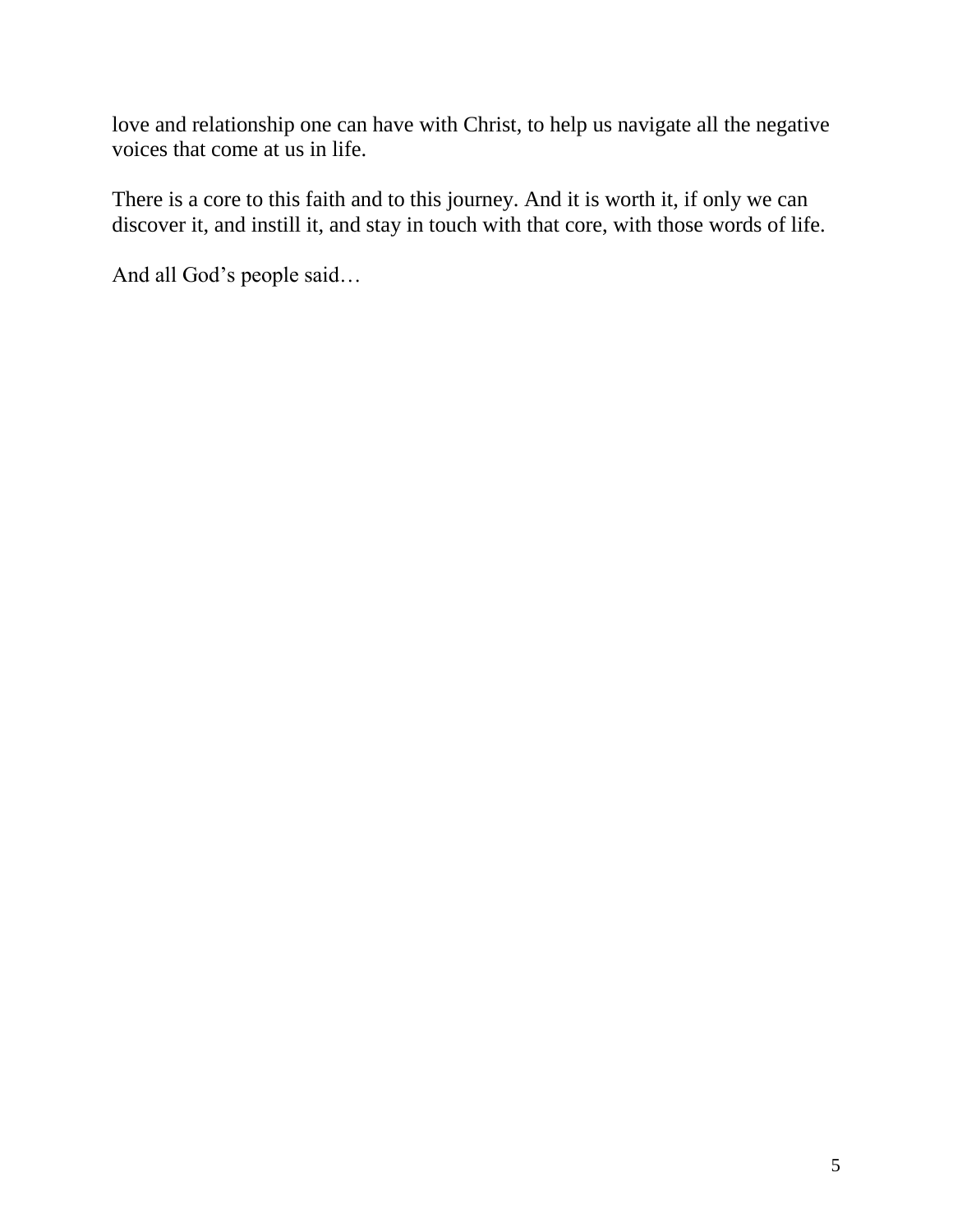love and relationship one can have with Christ, to help us navigate all the negative voices that come at us in life.

There is a core to this faith and to this journey. And it is worth it, if only we can discover it, and instill it, and stay in touch with that core, with those words of life.

And all God's people said…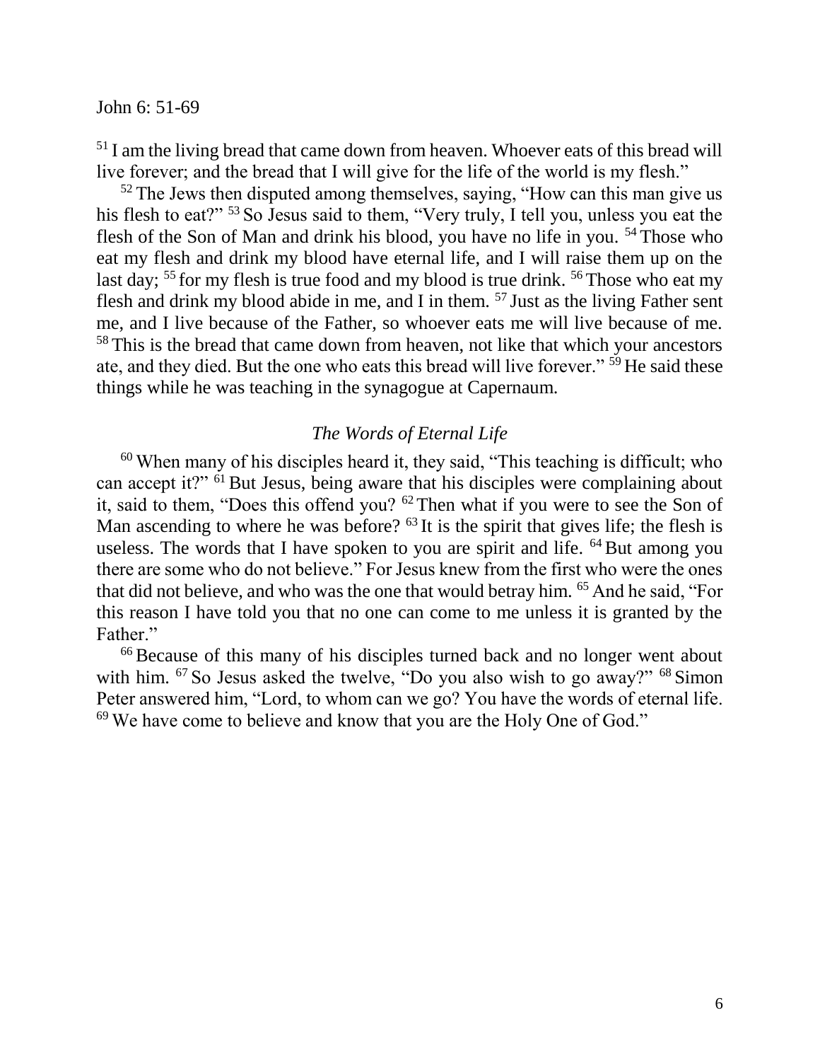John 6: 51-69

[51] I am the living bread that came down from heaven. Whoever eats of this bread will live forever; and the bread that I will give for the life of the world is my flesh."

[52] The Jews then disputed among themselves, saying, "How can this man give us his flesh to eat?" [53] So Jesus said to them, "Very truly, I tell you, unless you eat the flesh of the Son of Man and drink his blood, you have no life in you. [54] Those who eat my flesh and drink my blood have eternal life, and I will raise them up on the last day; [55] for my flesh is true food and my blood is true drink. [56] Those who eat my flesh and drink my blood abide in me, and I in them. [57] Just as the living Father sent me, and I live because of the Father, so whoever eats me will live because of me. [58] This is the bread that came down from heaven, not like that which your ancestors ate, and they died. But the one who eats this bread will live forever." [59] He said these things while he was teaching in the synagogue at Capernaum.

### *The Words of Eternal Life*

[60] When many of his disciples heard it, they said, "This teaching is difficult; who can accept it?" [61] But Jesus, being aware that his disciples were complaining about it, said to them, "Does this offend you? [62] Then what if you were to see the Son of Man ascending to where he was before? [63] It is the spirit that gives life; the flesh is useless. The words that I have spoken to you are spirit and life. [64] But among you there are some who do not believe." For Jesus knew from the first who were the ones that did not believe, and who was the one that would betray him. [65] And he said, "For this reason I have told you that no one can come to me unless it is granted by the Father."

[66] Because of this many of his disciples turned back and no longer went about with him. [67] So Jesus asked the twelve, "Do you also wish to go away?" [68] Simon Peter answered him, "Lord, to whom can we go? You have the words of eternal life. [69] We have come to believe and know that you are the Holy One of God."